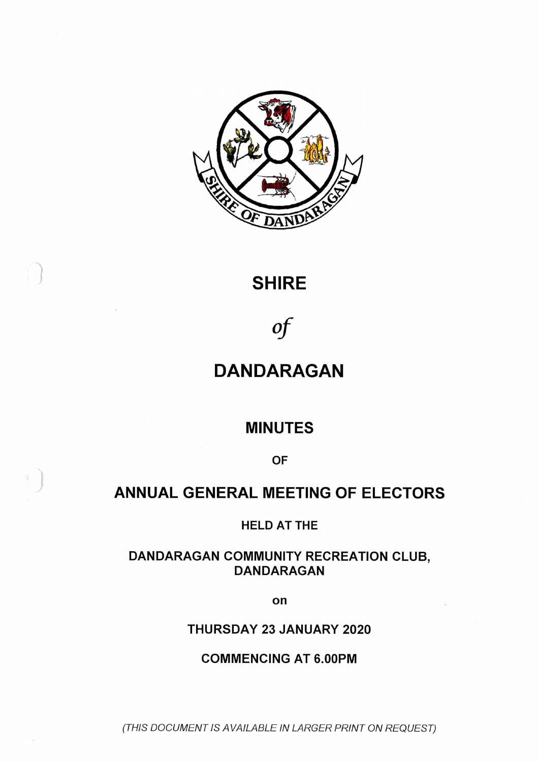# SHIRE

*of*

# DANDARAGAN

## MINUTES

OF

## ANNUAL GENERAL MEETING OF ELECTORS

HELD AT THE

DANDARAGAN COMMUNITY RECREATION CLUB, DANDARAGAN

on

THURSDAY 23 JANUARY 2020

COMMENCING AT 6.00PM

*(THIS DOCUMENT IS AVAILABLE IN LARGER PRINT ON REQUEST)*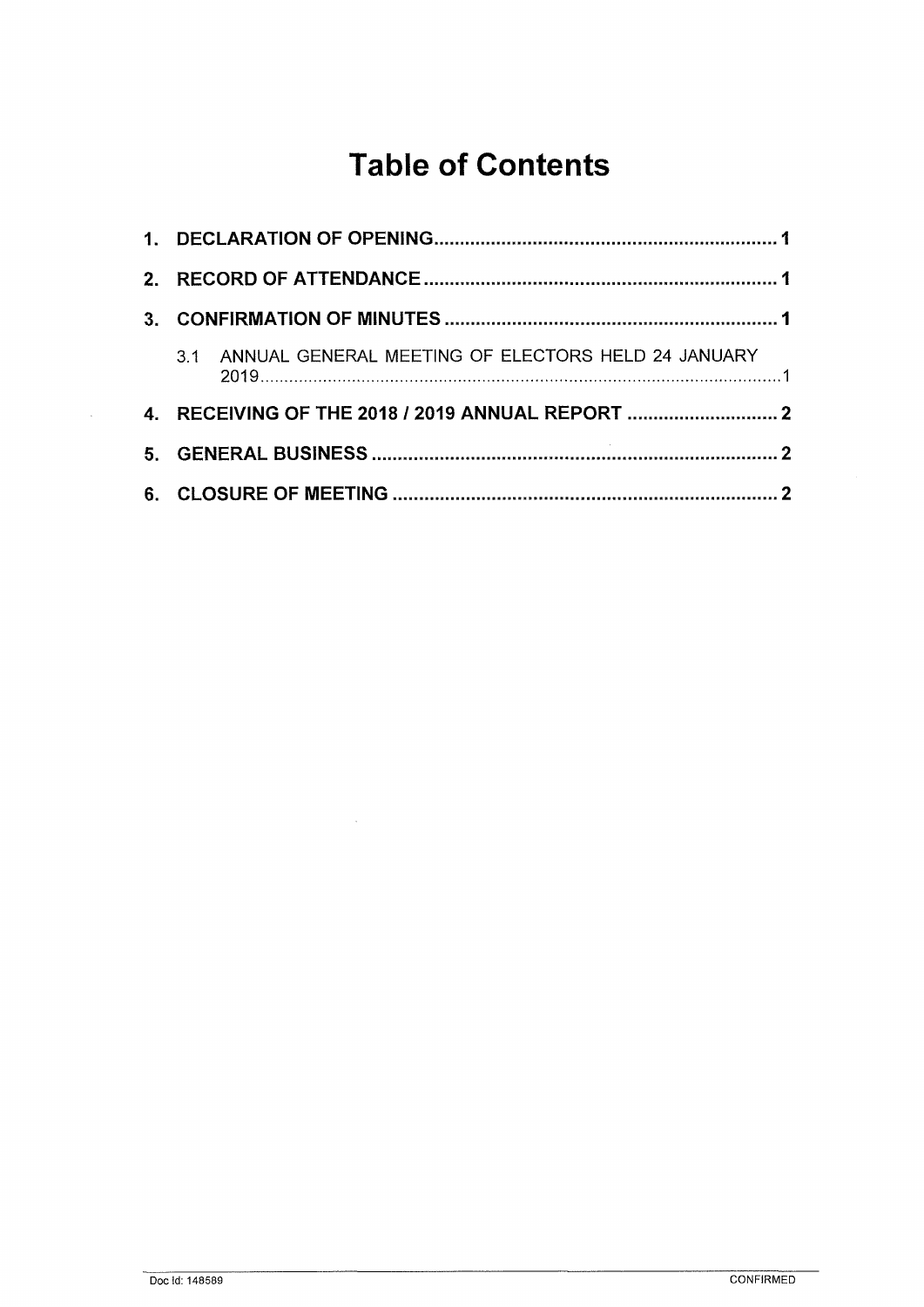# Table of Contents

1. DECLARATION OF OPENING .......................................................... 1
2. RECORD OF ATTENDANCE .......................................................... 1
3. CONFIRMATION OF MINUTES .......................................................... 1
   - 3.1 ANNUAL GENERAL MEETING OF ELECTORS HELD 24 JANUARY 2019 .......................................................... 1
4. RECEIVING OF THE 2018 / 2019 ANNUAL REPORT .......................................................... 2
5. GENERAL BUSINESS .......................................................... 2
6. CLOSURE OF MEETING .......................................................... 2

Doc Id: 148589 CONFIRMED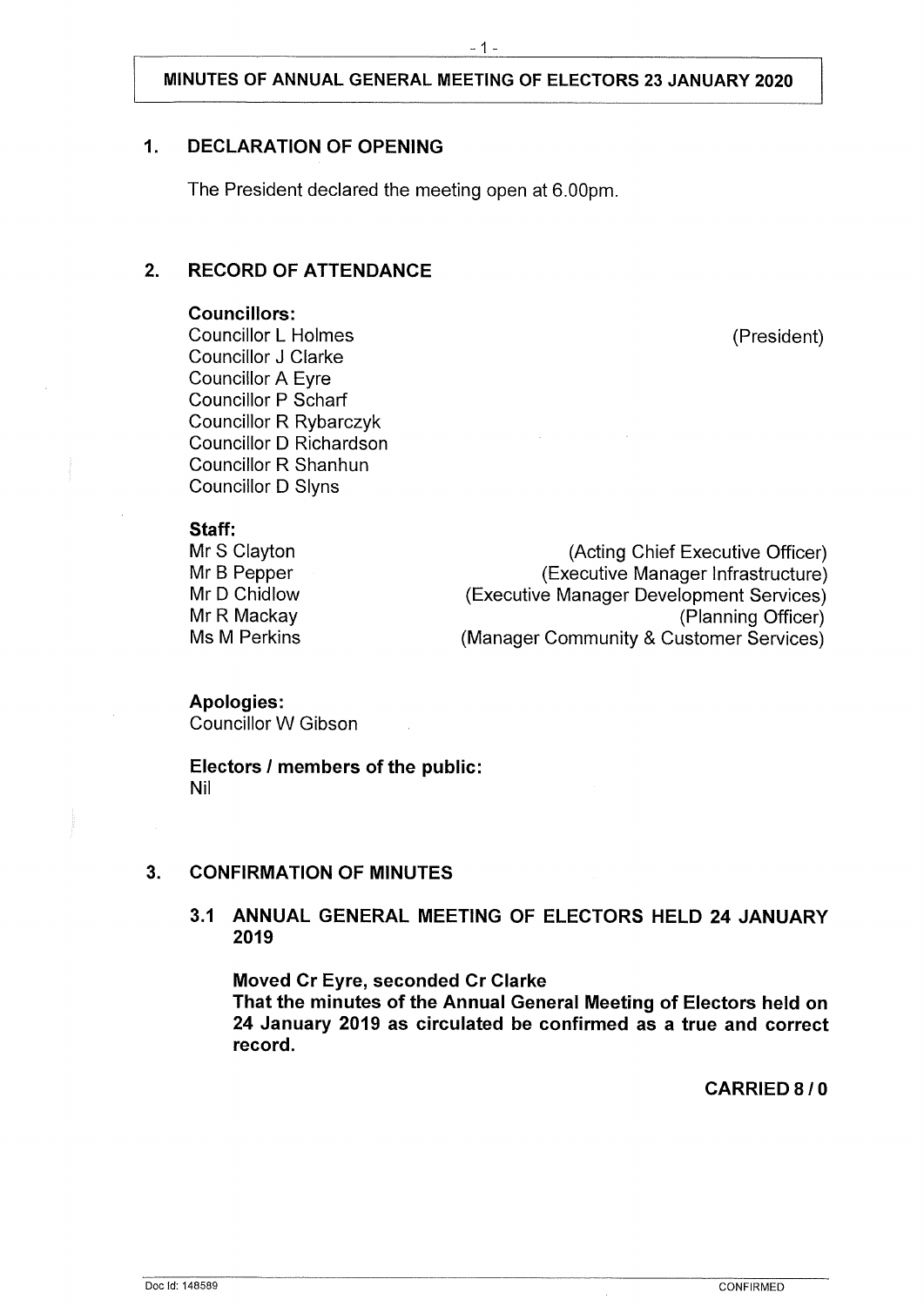**MINUTES OF ANNUAL GENERAL MEETING OF ELECTORS 23 JANUARY 2020**

## 1. DECLARATION OF OPENING

The President declared the meeting open at 6.00pm.

## 2. RECORD OF ATTENDANCE

**Councillors:**

Councillor L Holmes (President)
Councillor J Clarke
Councillor A Eyre
Councillor P Scharf
Councillor R Rybarczyk
Councillor D Richardson
Councillor R Shanhun
Councillor D Slyns

**Staff:**

Mr S Clayton (Acting Chief Executive Officer)
Mr B Pepper (Executive Manager Infrastructure)
Mr D Chidlow (Executive Manager Development Services)
Mr R Mackay (Planning Officer)
Ms M Perkins (Manager Community & Customer Services)

**Apologies:**

Councillor W Gibson

**Electors / members of the public:**

Nil

## 3. CONFIRMATION OF MINUTES

### 3.1 ANNUAL GENERAL MEETING OF ELECTORS HELD 24 JANUARY 2019

**Moved Cr Eyre, seconded Cr Clarke**

**That the minutes of the Annual General Meeting of Electors held on 24 January 2019 as circulated be confirmed as a true and correct record.**

**CARRIED 8 / 0**

Doc Id: 148589 CONFIRMED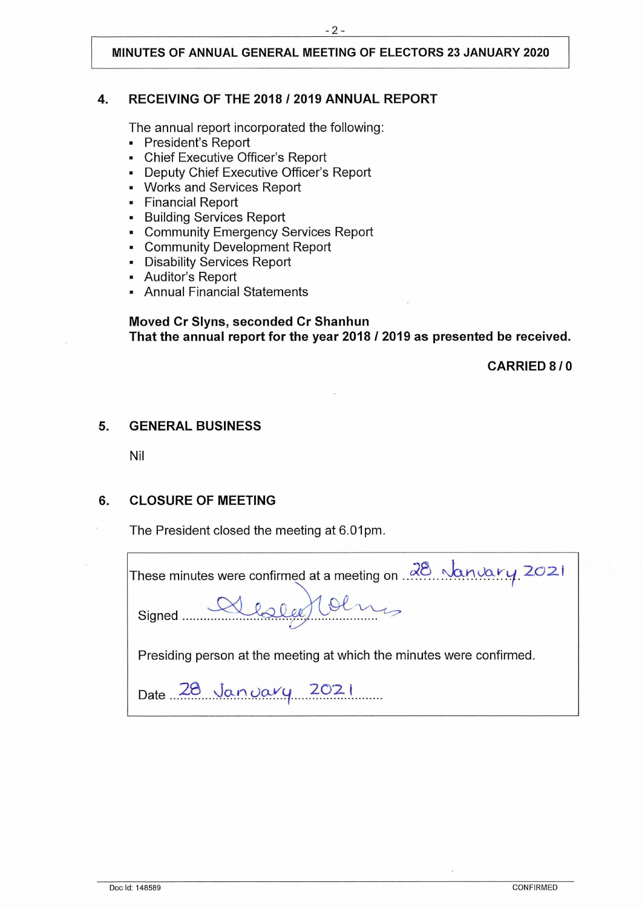## 4. RECEIVING OF THE 2018 / 2019 ANNUAL REPORT

The annual report incorporated the following:

- President's Report
- Chief Executive Officer's Report
- Deputy Chief Executive Officer's Report
- Works and Services Report
- Financial Report
- Building Services Report
- Community Emergency Services Report
- Community Development Report
- Disability Services Report
- Auditor's Report
- Annual Financial Statements

**Moved Cr Slyns, seconded Cr Shanhun**
**That the annual report for the year 2018 / 2019 as presented be received.**

**CARRIED 8 / 0**

## 5. GENERAL BUSINESS

Nil

## 6. CLOSURE OF MEETING

The President closed the meeting at 6.01pm.

These minutes were confirmed at a meeting on 28 January 2021

Signed ...........................................................

Presiding person at the meeting at which the minutes were confirmed.

Date 28 January 2021